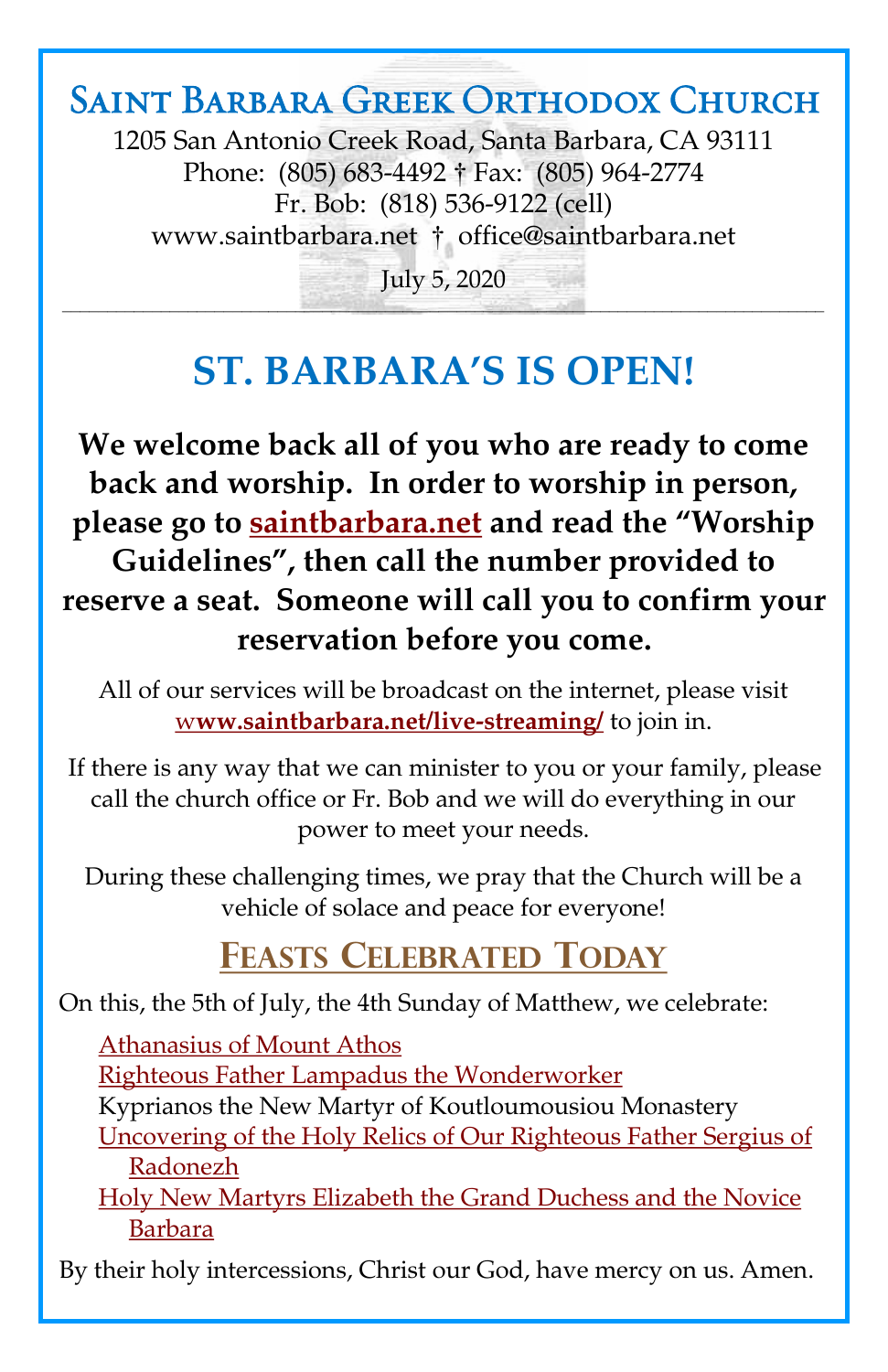# Saint Barbara Greek Orthodox Church

1205 San Antonio Creek Road, Santa Barbara, CA 93111
Phone: (805) 683-4492 † Fax: (805) 964-2774
Fr. Bob: (818) 536-9122 (cell)
www.saintbarbara.net † office@saintbarbara.net

July 5, 2020

---

## ST. BARBARA'S IS OPEN!

**We welcome back all of you who are ready to come back and worship. In order to worship in person, please go to saintbarbara.net and read the "Worship Guidelines", then call the number provided to reserve a seat. Someone will call you to confirm your reservation before you come.**

All of our services will be broadcast on the internet, please visit **www.saintbarbara.net/live-streaming/** to join in.

If there is any way that we can minister to you or your family, please call the church office or Fr. Bob and we will do everything in our power to meet your needs.

During these challenging times, we pray that the Church will be a vehicle of solace and peace for everyone!

## Feasts Celebrated Today

On this, the 5th of July, the 4th Sunday of Matthew, we celebrate:

- Athanasius of Mount Athos
- Righteous Father Lampadus the Wonderworker
- Kyprianos the New Martyr of Koutloumousiou Monastery
- Uncovering of the Holy Relics of Our Righteous Father Sergius of Radonezh
- Holy New Martyrs Elizabeth the Grand Duchess and the Novice Barbara

By their holy intercessions, Christ our God, have mercy on us. Amen.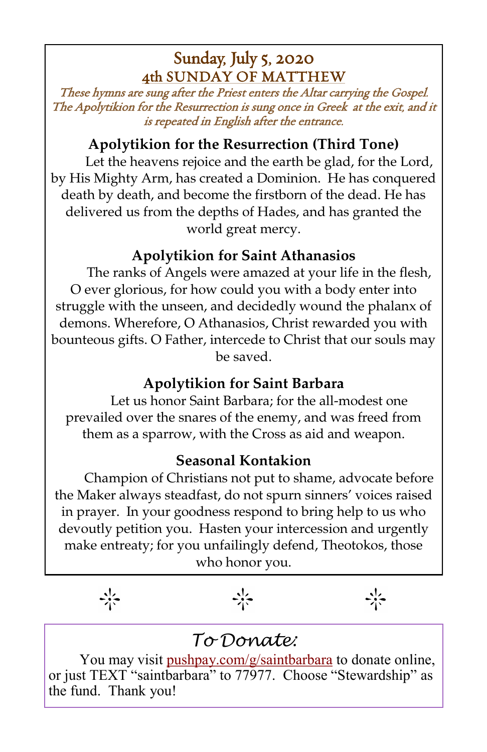## Sunday, July 5, 2020
## 4th SUNDAY OF MATTHEW

*These hymns are sung after the Priest enters the Altar carrying the Gospel. The Apolytikion for the Resurrection is sung once in Greek at the exit, and it is repeated in English after the entrance.*

### Apolytikion for the Resurrection (Third Tone)

Let the heavens rejoice and the earth be glad, for the Lord, by His Mighty Arm, has created a Dominion. He has conquered death by death, and become the firstborn of the dead. He has delivered us from the depths of Hades, and has granted the world great mercy.

### Apolytikion for Saint Athanasios

The ranks of Angels were amazed at your life in the flesh, O ever glorious, for how could you with a body enter into struggle with the unseen, and decidedly wound the phalanx of demons. Wherefore, O Athanasios, Christ rewarded you with bounteous gifts. O Father, intercede to Christ that our souls may be saved.

### Apolytikion for Saint Barbara

Let us honor Saint Barbara; for the all-modest one prevailed over the snares of the enemy, and was freed from them as a sparrow, with the Cross as aid and weapon.

### Seasonal Kontakion

Champion of Christians not put to shame, advocate before the Maker always steadfast, do not spurn sinners' voices raised in prayer. In your goodness respond to bring help to us who devoutly petition you. Hasten your intercession and urgently make entreaty; for you unfailingly defend, Theotokos, those who honor you.

## *To Donate:*

You may visit pushpay.com/g/saintbarbara to donate online, or just TEXT "saintbarbara" to 77977. Choose "Stewardship" as the fund. Thank you!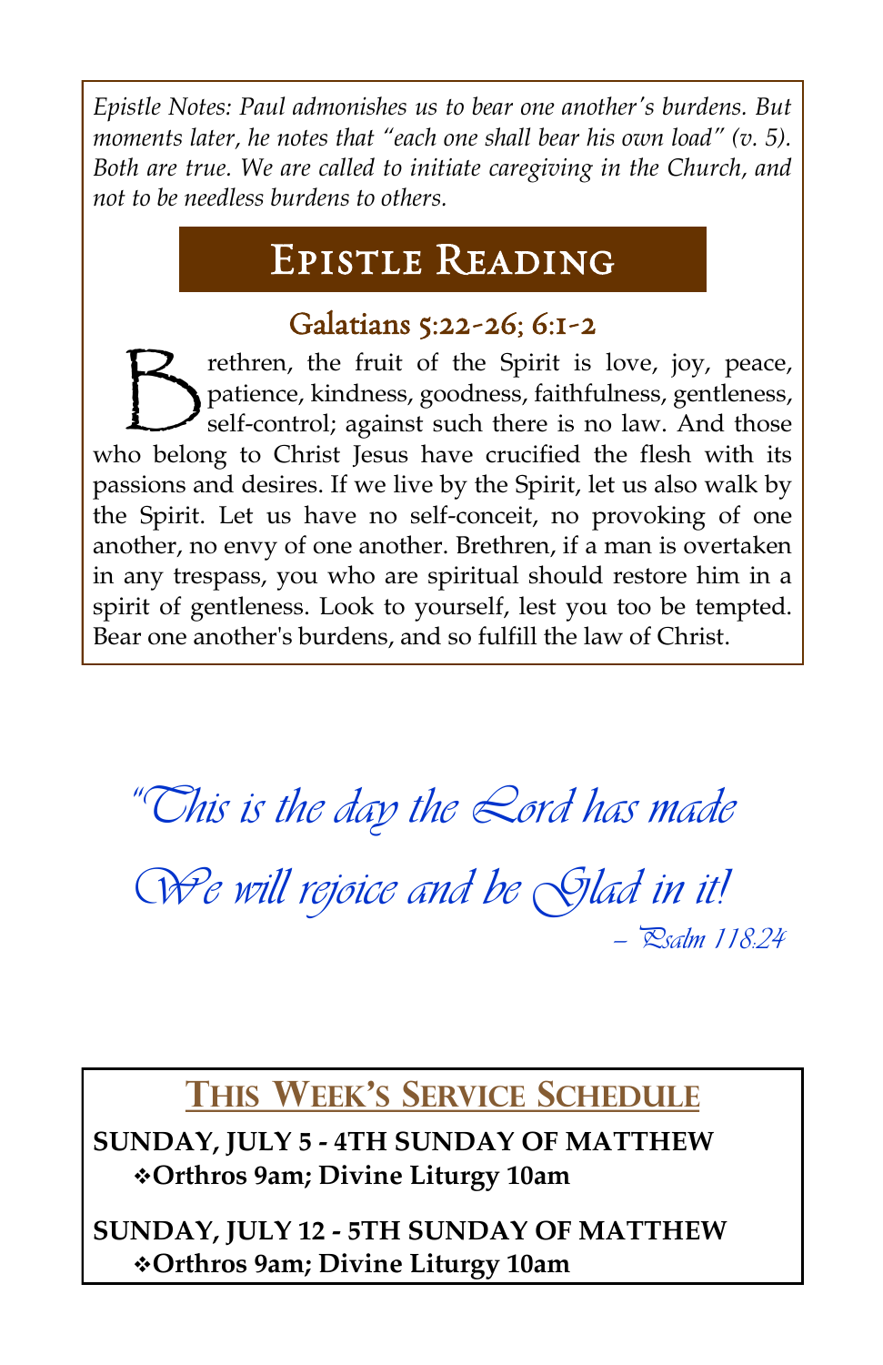*Epistle Notes: Paul admonishes us to bear one another's burdens. But moments later, he notes that "each one shall bear his own load" (v. 5). Both are true. We are called to initiate caregiving in the Church, and not to be needless burdens to others.*

## Epistle Reading

### Galatians 5:22-26; 6:1-2

Brethren, the fruit of the Spirit is love, joy, peace, patience, kindness, goodness, faithfulness, gentleness, self-control; against such there is no law. And those who belong to Christ Jesus have crucified the flesh with its passions and desires. If we live by the Spirit, let us also walk by the Spirit. Let us have no self-conceit, no provoking of one another, no envy of one another. Brethren, if a man is overtaken in any trespass, you who are spiritual should restore him in a spirit of gentleness. Look to yourself, lest you too be tempted. Bear one another's burdens, and so fulfill the law of Christ.

*"This is the day the Lord has made*
*We will rejoice and be Glad in it!*
*– Psalm 118:24*

## This Week's Service Schedule

**SUNDAY, JULY 5 - 4TH SUNDAY OF MATTHEW**
- **Orthros 9am; Divine Liturgy 10am**

**SUNDAY, JULY 12 - 5TH SUNDAY OF MATTHEW**
- **Orthros 9am; Divine Liturgy 10am**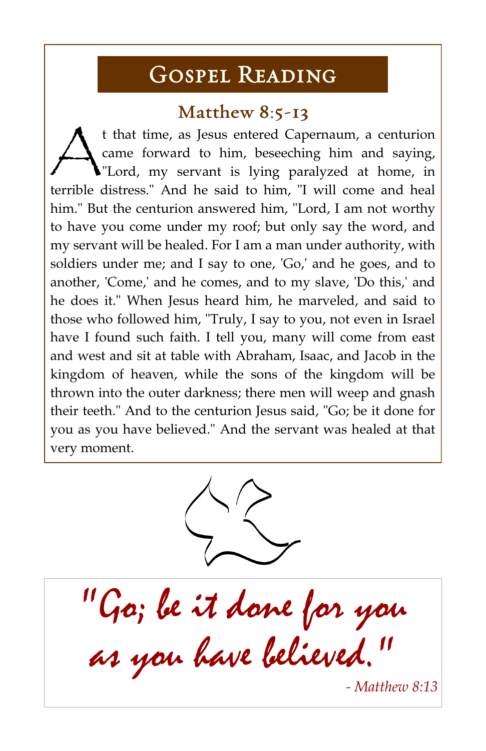# Gospel Reading

## Matthew 8:5-13

At that time, as Jesus entered Capernaum, a centurion came forward to him, beseeching him and saying, "Lord, my servant is lying paralyzed at home, in terrible distress." And he said to him, "I will come and heal him." But the centurion answered him, "Lord, I am not worthy to have you come under my roof; but only say the word, and my servant will be healed. For I am a man under authority, with soldiers under me; and I say to one, 'Go,' and he goes, and to another, 'Come,' and he comes, and to my slave, 'Do this,' and he does it." When Jesus heard him, he marveled, and said to those who followed him, "Truly, I say to you, not even in Israel have I found such faith. I tell you, many will come from east and west and sit at table with Abraham, Isaac, and Jacob in the kingdom of heaven, while the sons of the kingdom will be thrown into the outer darkness; there men will weep and gnash their teeth." And to the centurion Jesus said, "Go; be it done for you as you have believed." And the servant was healed at that very moment.

*"Go; be it done for you as you have believed."*

*- Matthew 8:13*